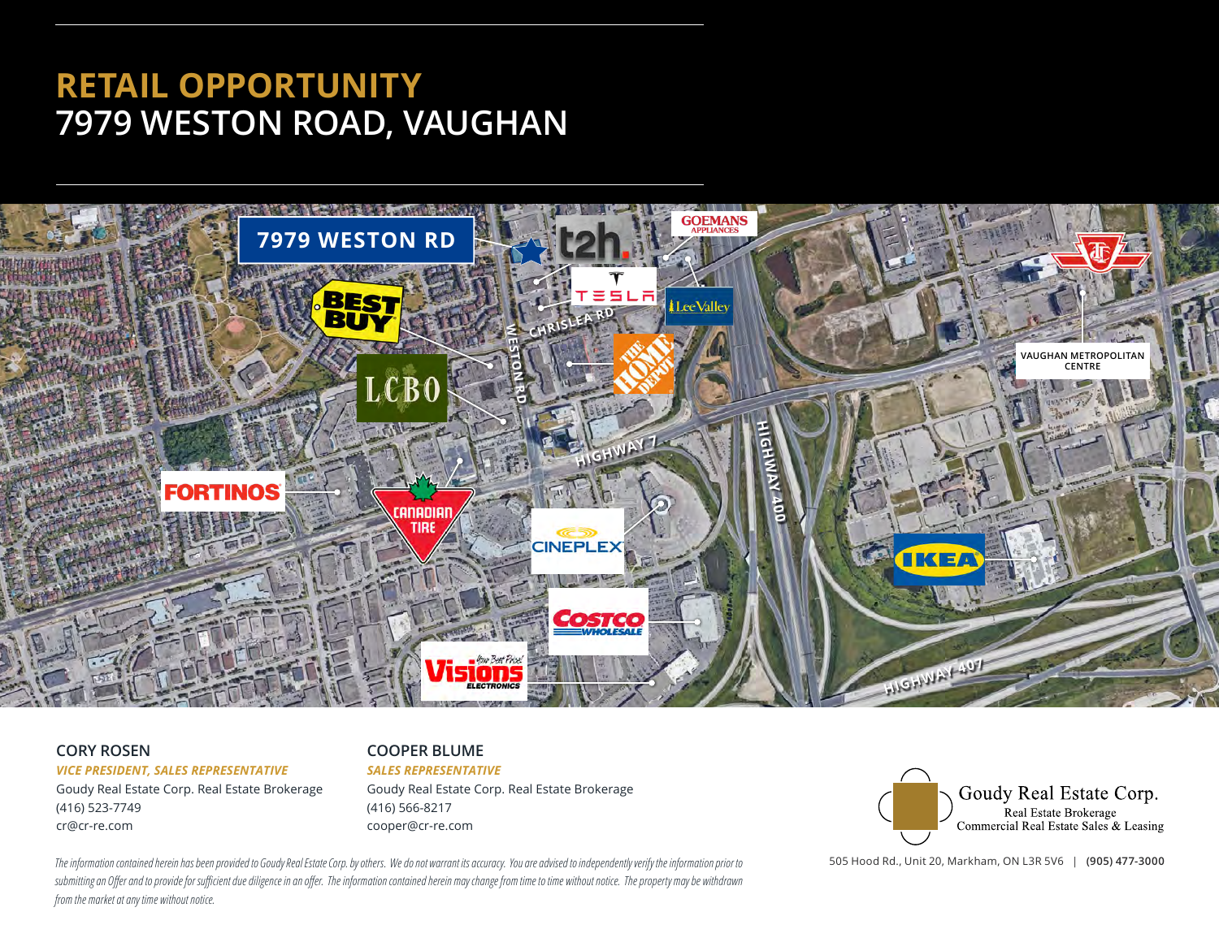# RETAIL OPPORTUNITY
# 7979 WESTON ROAD, VAUGHAN

7979 WESTON RD

BEST BUY

LCBO

FORTINOS

CANADIAN TIRE

t2h.

TESLA

GOEMANS APPLIANCES

Lee Valley

THE HOME DEPOT

CINEPLEX

COSTCO WHOLESALE

Visions ELECTRONICS

IKEA

VAUGHAN METROPOLITAN CENTRE

WESTON RD

CHRISLEA RD

HIGHWAY 7

HIGHWAY 400

HIGHWAY 407

**CORY ROSEN**
***VICE PRESIDENT, SALES REPRESENTATIVE***
Goudy Real Estate Corp. Real Estate Brokerage
(416) 523-7749
cr@cr-re.com

**COOPER BLUME**
***SALES REPRESENTATIVE***
Goudy Real Estate Corp. Real Estate Brokerage
(416) 566-8217
cooper@cr-re.com

Goudy Real Estate Corp.
Real Estate Brokerage
Commercial Real Estate Sales & Leasing

505 Hood Rd., Unit 20, Markham, ON L3R 5V6 | **(905) 477-3000**

*The information contained herein has been provided to Goudy Real Estate Corp. by others. We do not warrant its accuracy. You are advised to independently verify the information prior to submitting an Offer and to provide for sufficient due diligence in an offer. The information contained herein may change from time to time without notice. The property may be withdrawn from the market at any time without notice.*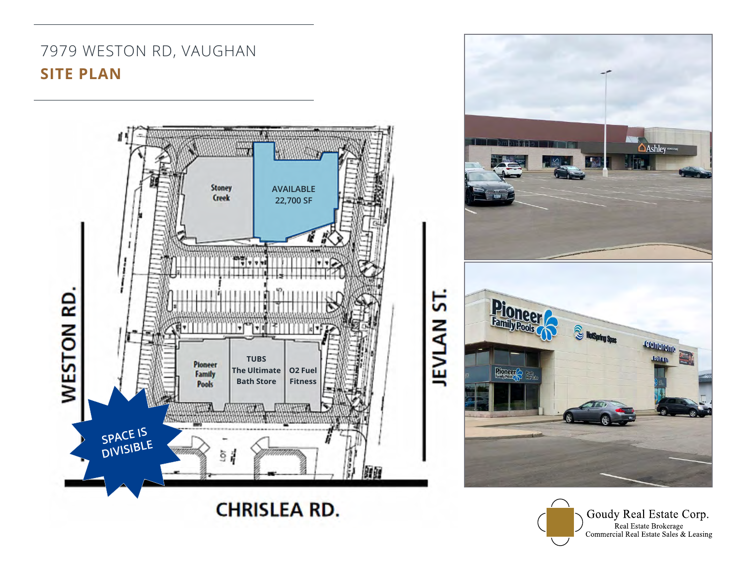# 7979 WESTON RD, VAUGHAN

## SITE PLAN

Stoney Creek

AVAILABLE
22,700 SF

Pioneer Family Pools

TUBS The Ultimate Bath Store

O2 Fuel Fitness

SPACE IS DIVISIBLE

WESTON RD.

JEVLAN ST.

CHRISLEA RD.

Goudy Real Estate Corp.
Real Estate Brokerage
Commercial Real Estate Sales & Leasing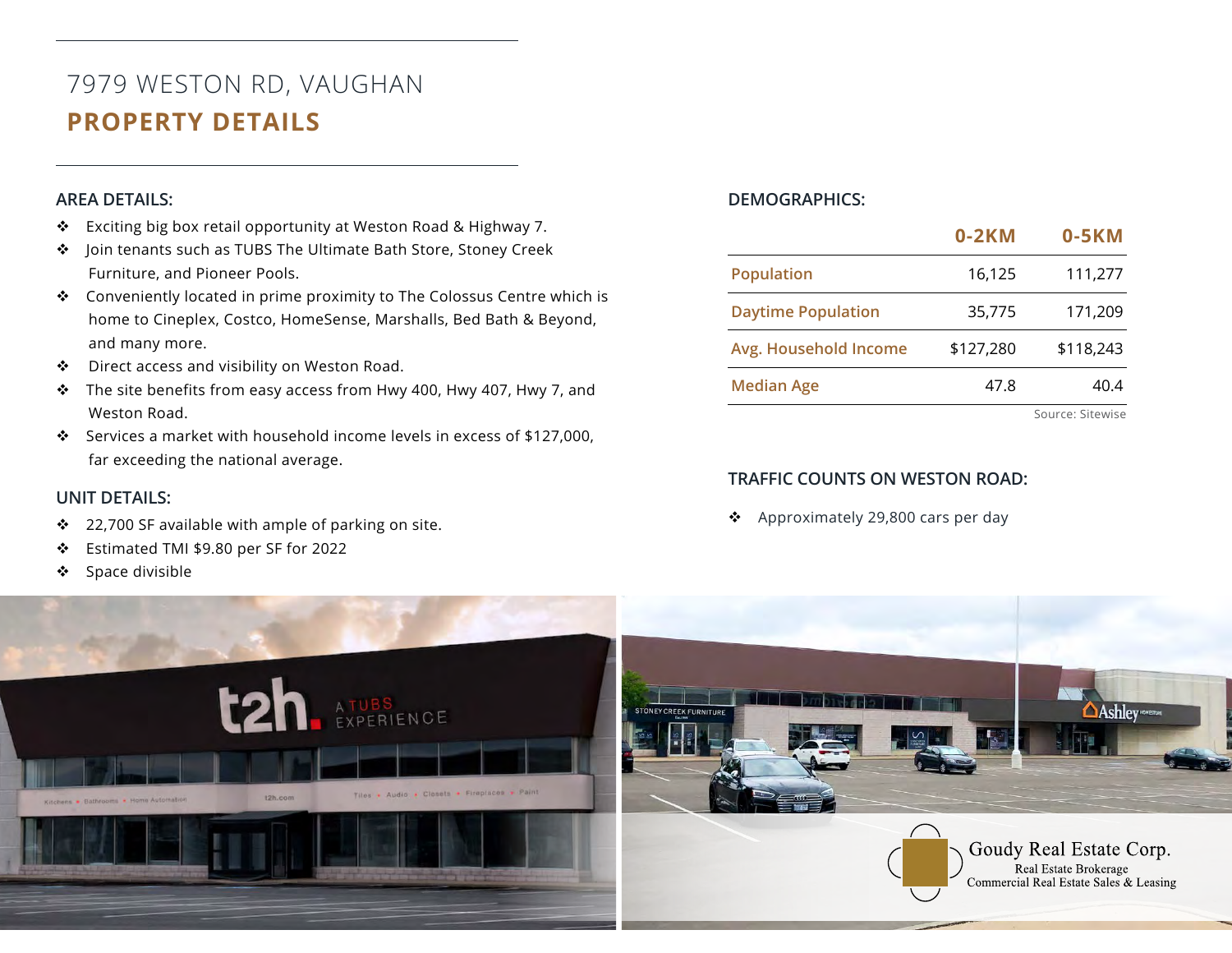# 7979 WESTON RD, VAUGHAN

## PROPERTY DETAILS

### AREA DETAILS:

- Exciting big box retail opportunity at Weston Road & Highway 7.
- Join tenants such as TUBS The Ultimate Bath Store, Stoney Creek Furniture, and Pioneer Pools.
- Conveniently located in prime proximity to The Colossus Centre which is home to Cineplex, Costco, HomeSense, Marshalls, Bed Bath & Beyond, and many more.
- Direct access and visibility on Weston Road.
- The site benefits from easy access from Hwy 400, Hwy 407, Hwy 7, and Weston Road.
- Services a market with household income levels in excess of $127,000, far exceeding the national average.

### UNIT DETAILS:

- 22,700 SF available with ample of parking on site.
- Estimated TMI $9.80 per SF for 2022
- Space divisible

### DEMOGRAPHICS:

| | 0-2KM | 0-5KM |
|---|---|---|
| Population | 16,125 | 111,277 |
| Daytime Population | 35,775 | 171,209 |
| Avg. Household Income | $127,280 | $118,243 |
| Median Age | 47.8 | 40.4 |

Source: Sitewise

### TRAFFIC COUNTS ON WESTON ROAD:

- Approximately 29,800 cars per day

Goudy Real Estate Corp.
Real Estate Brokerage
Commercial Real Estate Sales & Leasing